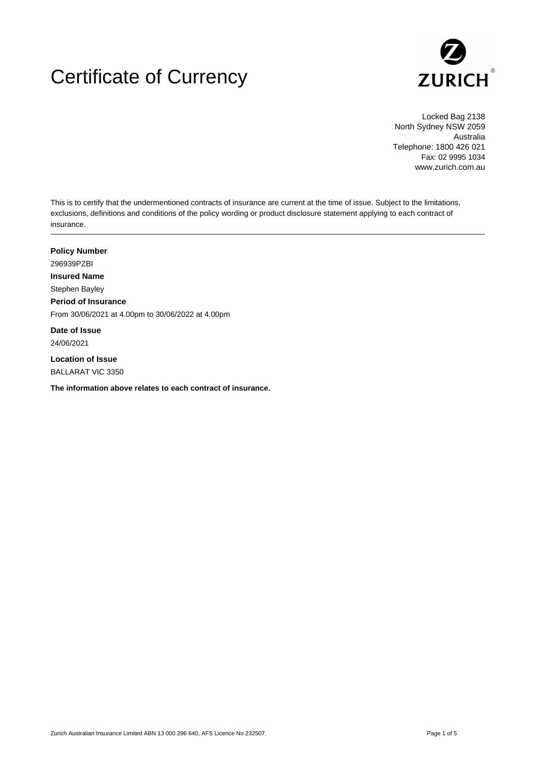# Certificate of Currency

ZURICH

Locked Bag 2138
North Sydney NSW 2059
Australia
Telephone: 1800 426 021
Fax: 02 9995 1034
www.zurich.com.au

This is to certify that the undermentioned contracts of insurance are current at the time of issue. Subject to the limitations, exclusions, definitions and conditions of the policy wording or product disclosure statement applying to each contract of insurance.

---

**Policy Number**

296939PZBI

**Insured Name**

Stephen Bayley

**Period of Insurance**

From 30/06/2021 at 4.00pm to 30/06/2022 at 4.00pm

**Date of Issue**

24/06/2021

**Location of Issue**

BALLARAT VIC 3350

**The information above relates to each contract of insurance.**

Zurich Australian Insurance Limited ABN 13 000 296 640, AFS Licence No 232507.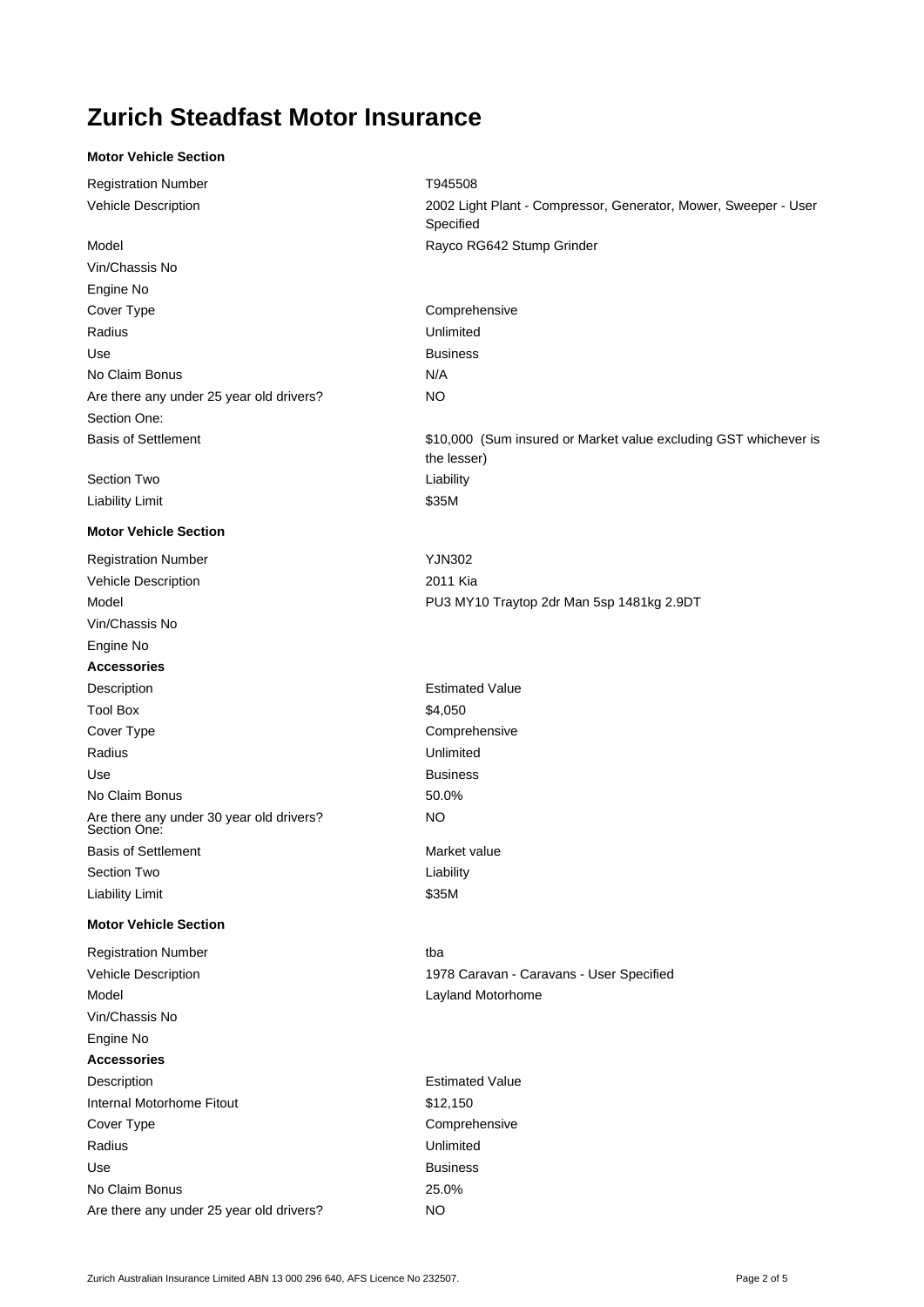# Zurich Steadfast Motor Insurance

**Motor Vehicle Section**

| | |
|---|---|
| Registration Number | T945508 |
| Vehicle Description | 2002 Light Plant - Compressor, Generator, Mower, Sweeper - User Specified |
| Model | Rayco RG642 Stump Grinder |
| Vin/Chassis No | |
| Engine No | |
| Cover Type | Comprehensive |
| Radius | Unlimited |
| Use | Business |
| No Claim Bonus | N/A |
| Are there any under 25 year old drivers? | NO |
| Section One: | |
| Basis of Settlement | $10,000 (Sum insured or Market value excluding GST whichever is the lesser) |
| Section Two | Liability |
| Liability Limit | $35M |

**Motor Vehicle Section**

| | |
|---|---|
| Registration Number | YJN302 |
| Vehicle Description | 2011 Kia |
| Model | PU3 MY10 Traytop 2dr Man 5sp 1481kg 2.9DT |
| Vin/Chassis No | |
| Engine No | |
| **Accessories** | |
| Description | Estimated Value |
| Tool Box | $4,050 |
| Cover Type | Comprehensive |
| Radius | Unlimited |
| Use | Business |
| No Claim Bonus | 50.0% |
| Are there any under 30 year old drivers? | NO |
| Section One: | |
| Basis of Settlement | Market value |
| Section Two | Liability |
| Liability Limit | $35M |

**Motor Vehicle Section**

| | |
|---|---|
| Registration Number | tba |
| Vehicle Description | 1978 Caravan - Caravans - User Specified |
| Model | Layland Motorhome |
| Vin/Chassis No | |
| Engine No | |
| **Accessories** | |
| Description | Estimated Value |
| Internal Motorhome Fitout | $12,150 |
| Cover Type | Comprehensive |
| Radius | Unlimited |
| Use | Business |
| No Claim Bonus | 25.0% |
| Are there any under 25 year old drivers? | NO |

Zurich Australian Insurance Limited ABN 13 000 296 640, AFS Licence No 232507.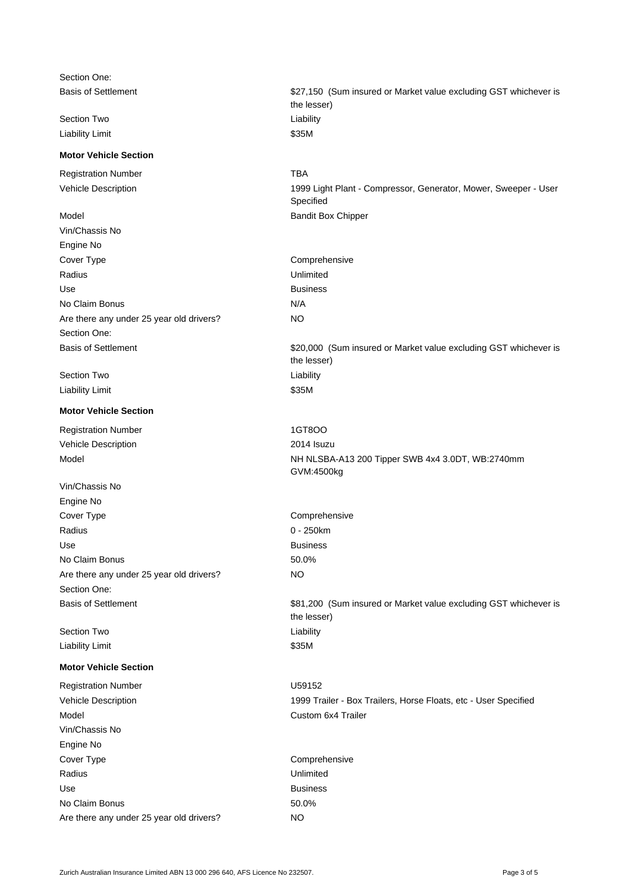| | |
|---|---|
| Section One: | |
| Basis of Settlement | $27,150 (Sum insured or Market value excluding GST whichever is the lesser) |
| Section Two | Liability |
| Liability Limit | $35M |

**Motor Vehicle Section**

| | |
|---|---|
| Registration Number | TBA |
| Vehicle Description | 1999 Light Plant - Compressor, Generator, Mower, Sweeper - User Specified |
| Model | Bandit Box Chipper |
| Vin/Chassis No | |
| Engine No | |
| Cover Type | Comprehensive |
| Radius | Unlimited |
| Use | Business |
| No Claim Bonus | N/A |
| Are there any under 25 year old drivers? | NO |
| Section One: | |
| Basis of Settlement | $20,000 (Sum insured or Market value excluding GST whichever is the lesser) |
| Section Two | Liability |
| Liability Limit | $35M |

**Motor Vehicle Section**

| | |
|---|---|
| Registration Number | 1GT8OO |
| Vehicle Description | 2014 Isuzu |
| Model | NH NLSBA-A13 200 Tipper SWB 4x4 3.0DT, WB:2740mm GVM:4500kg |
| Vin/Chassis No | |
| Engine No | |
| Cover Type | Comprehensive |
| Radius | 0 - 250km |
| Use | Business |
| No Claim Bonus | 50.0% |
| Are there any under 25 year old drivers? | NO |
| Section One: | |
| Basis of Settlement | $81,200 (Sum insured or Market value excluding GST whichever is the lesser) |
| Section Two | Liability |
| Liability Limit | $35M |

**Motor Vehicle Section**

| | |
|---|---|
| Registration Number | U59152 |
| Vehicle Description | 1999 Trailer - Box Trailers, Horse Floats, etc - User Specified |
| Model | Custom 6x4 Trailer |
| Vin/Chassis No | |
| Engine No | |
| Cover Type | Comprehensive |
| Radius | Unlimited |
| Use | Business |
| No Claim Bonus | 50.0% |
| Are there any under 25 year old drivers? | NO |

Zurich Australian Insurance Limited ABN 13 000 296 640, AFS Licence No 232507.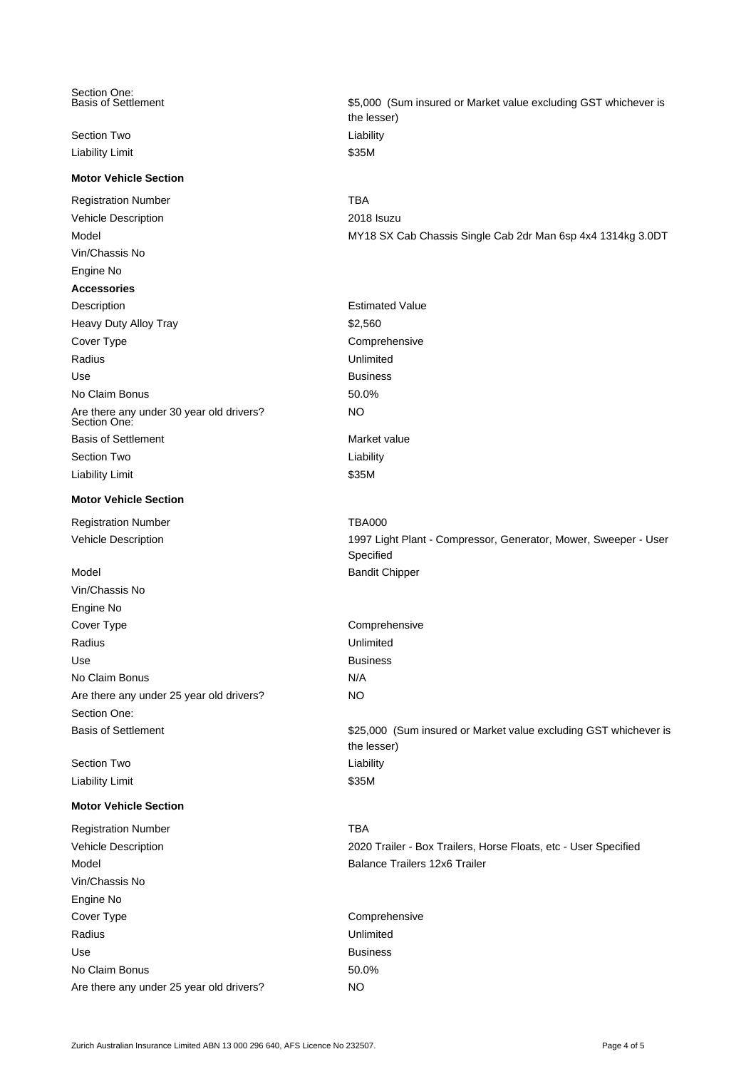| | |
|---|---|
| Section One: Basis of Settlement | $5,000 (Sum insured or Market value excluding GST whichever is the lesser) |
| Section Two | Liability |
| Liability Limit | $35M |

**Motor Vehicle Section**

| | |
|---|---|
| Registration Number | TBA |
| Vehicle Description | 2018 Isuzu |
| Model | MY18 SX Cab Chassis Single Cab 2dr Man 6sp 4x4 1314kg 3.0DT |
| Vin/Chassis No | |
| Engine No | |

**Accessories**

| Description | Estimated Value |
|---|---|
| Heavy Duty Alloy Tray | $2,560 |
| Cover Type | Comprehensive |
| Radius | Unlimited |
| Use | Business |
| No Claim Bonus | 50.0% |
| Are there any under 30 year old drivers? | NO |
| Section One: Basis of Settlement | Market value |
| Section Two | Liability |
| Liability Limit | $35M |

**Motor Vehicle Section**

| | |
|---|---|
| Registration Number | TBA000 |
| Vehicle Description | 1997 Light Plant - Compressor, Generator, Mower, Sweeper - User Specified |
| Model | Bandit Chipper |
| Vin/Chassis No | |
| Engine No | |
| Cover Type | Comprehensive |
| Radius | Unlimited |
| Use | Business |
| No Claim Bonus | N/A |
| Are there any under 25 year old drivers? | NO |
| Section One: | |
| Basis of Settlement | $25,000 (Sum insured or Market value excluding GST whichever is the lesser) |
| Section Two | Liability |
| Liability Limit | $35M |

**Motor Vehicle Section**

| | |
|---|---|
| Registration Number | TBA |
| Vehicle Description | 2020 Trailer - Box Trailers, Horse Floats, etc - User Specified |
| Model | Balance Trailers 12x6 Trailer |
| Vin/Chassis No | |
| Engine No | |
| Cover Type | Comprehensive |
| Radius | Unlimited |
| Use | Business |
| No Claim Bonus | 50.0% |
| Are there any under 25 year old drivers? | NO |

Zurich Australian Insurance Limited ABN 13 000 296 640, AFS Licence No 232507.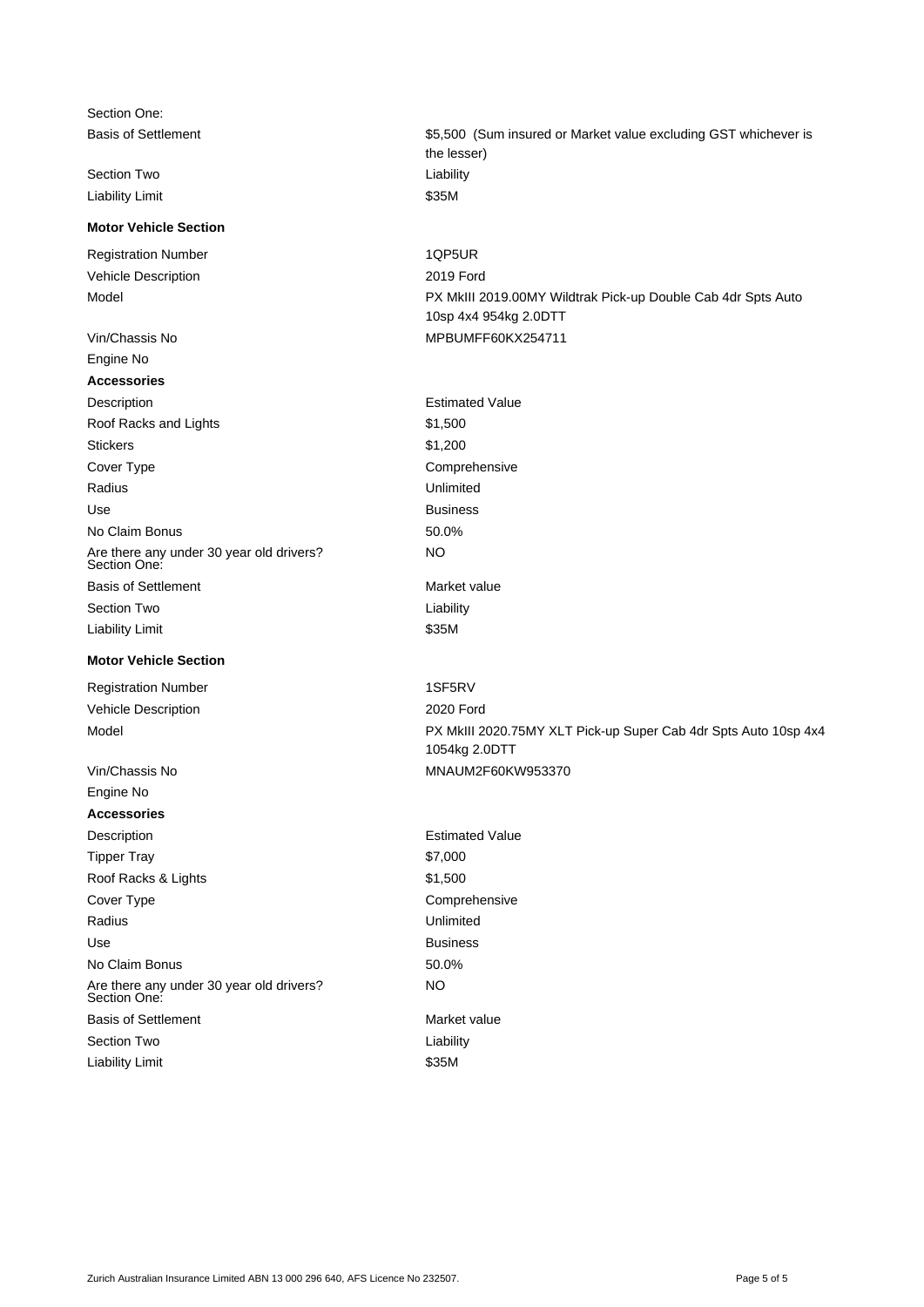| | |
|---|---|
| Section One: | |
| Basis of Settlement | $5,500 (Sum insured or Market value excluding GST whichever is the lesser) |
| Section Two | Liability |
| Liability Limit | $35M |

**Motor Vehicle Section**

| | |
|---|---|
| Registration Number | 1QP5UR |
| Vehicle Description | 2019 Ford |
| Model | PX MkIII 2019.00MY Wildtrak Pick-up Double Cab 4dr Spts Auto 10sp 4x4 954kg 2.0DTT |
| Vin/Chassis No | MPBUMFF60KX254711 |
| Engine No | |

**Accessories**

| | |
|---|---|
| Description | Estimated Value |
| Roof Racks and Lights | $1,500 |
| Stickers | $1,200 |
| Cover Type | Comprehensive |
| Radius | Unlimited |
| Use | Business |
| No Claim Bonus | 50.0% |
| Are there any under 30 year old drivers? | NO |
| Section One: | |
| Basis of Settlement | Market value |
| Section Two | Liability |
| Liability Limit | $35M |

**Motor Vehicle Section**

| | |
|---|---|
| Registration Number | 1SF5RV |
| Vehicle Description | 2020 Ford |
| Model | PX MkIII 2020.75MY XLT Pick-up Super Cab 4dr Spts Auto 10sp 4x4 1054kg 2.0DTT |
| Vin/Chassis No | MNAUM2F60KW953370 |
| Engine No | |

**Accessories**

| | |
|---|---|
| Description | Estimated Value |
| Tipper Tray | $7,000 |
| Roof Racks & Lights | $1,500 |
| Cover Type | Comprehensive |
| Radius | Unlimited |
| Use | Business |
| No Claim Bonus | 50.0% |
| Are there any under 30 year old drivers? | NO |
| Section One: | |
| Basis of Settlement | Market value |
| Section Two | Liability |
| Liability Limit | $35M |

Zurich Australian Insurance Limited ABN 13 000 296 640, AFS Licence No 232507.